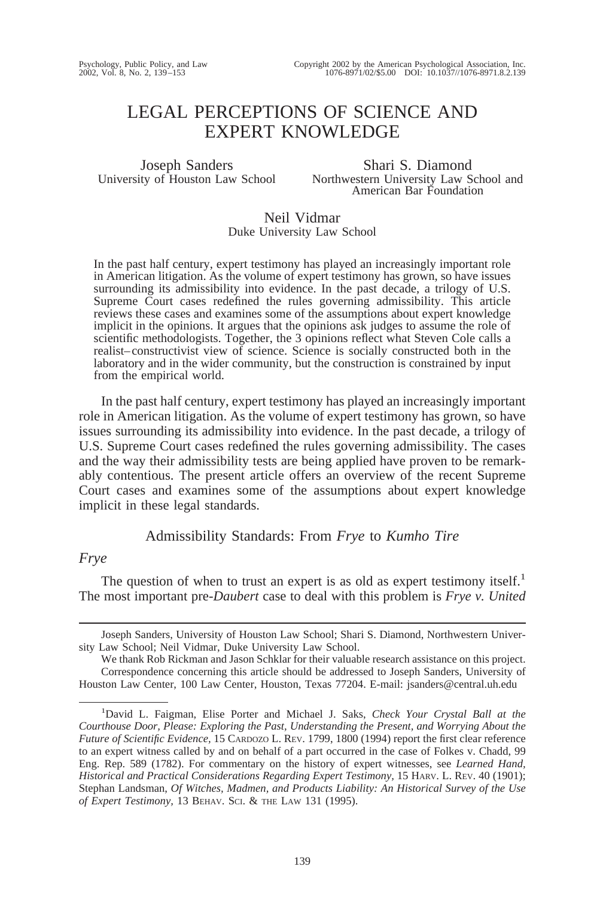# LEGAL PERCEPTIONS OF SCIENCE AND EXPERT KNOWLEDGE

Joseph Sanders
University of Houston Law School

Shari S. Diamond
Northwestern University Law School and American Bar Foundation

Neil Vidmar
Duke University Law School

In the past half century, expert testimony has played an increasingly important role in American litigation. As the volume of expert testimony has grown, so have issues surrounding its admissibility into evidence. In the past decade, a trilogy of U.S. Supreme Court cases redefined the rules governing admissibility. This article reviews these cases and examines some of the assumptions about expert knowledge implicit in the opinions. It argues that the opinions ask judges to assume the role of scientific methodologists. Together, the 3 opinions reflect what Steven Cole calls a realist–constructivist view of science. Science is socially constructed both in the laboratory and in the wider community, but the construction is constrained by input from the empirical world.

In the past half century, expert testimony has played an increasingly important role in American litigation. As the volume of expert testimony has grown, so have issues surrounding its admissibility into evidence. In the past decade, a trilogy of U.S. Supreme Court cases redefined the rules governing admissibility. The cases and the way their admissibility tests are being applied have proven to be remarkably contentious. The present article offers an overview of the recent Supreme Court cases and examines some of the assumptions about expert knowledge implicit in these legal standards.

## Admissibility Standards: From *Frye* to *Kumho Tire*

### *Frye*

The question of when to trust an expert is as old as expert testimony itself.[1] The most important pre-*Daubert* case to deal with this problem is *Frye v. United*

---

Joseph Sanders, University of Houston Law School; Shari S. Diamond, Northwestern University Law School; Neil Vidmar, Duke University Law School.

We thank Rob Rickman and Jason Schklar for their valuable research assistance on this project.

Correspondence concerning this article should be addressed to Joseph Sanders, University of Houston Law Center, 100 Law Center, Houston, Texas 77204. E-mail: jsanders@central.uh.edu

---

[1] David L. Faigman, Elise Porter and Michael J. Saks, *Check Your Crystal Ball at the Courthouse Door, Please: Exploring the Past, Understanding the Present, and Worrying About the Future of Scientific Evidence*, 15 CARDOZO L. REV. 1799, 1800 (1994) report the first clear reference to an expert witness called by and on behalf of a part occurred in the case of Folkes v. Chadd, 99 Eng. Rep. 589 (1782). For commentary on the history of expert witnesses, see *Learned Hand, Historical and Practical Considerations Regarding Expert Testimony*, 15 HARV. L. REV. 40 (1901); Stephan Landsman, *Of Witches, Madmen, and Products Liability: An Historical Survey of the Use of Expert Testimony*, 13 BEHAV. SCI. & THE LAW 131 (1995).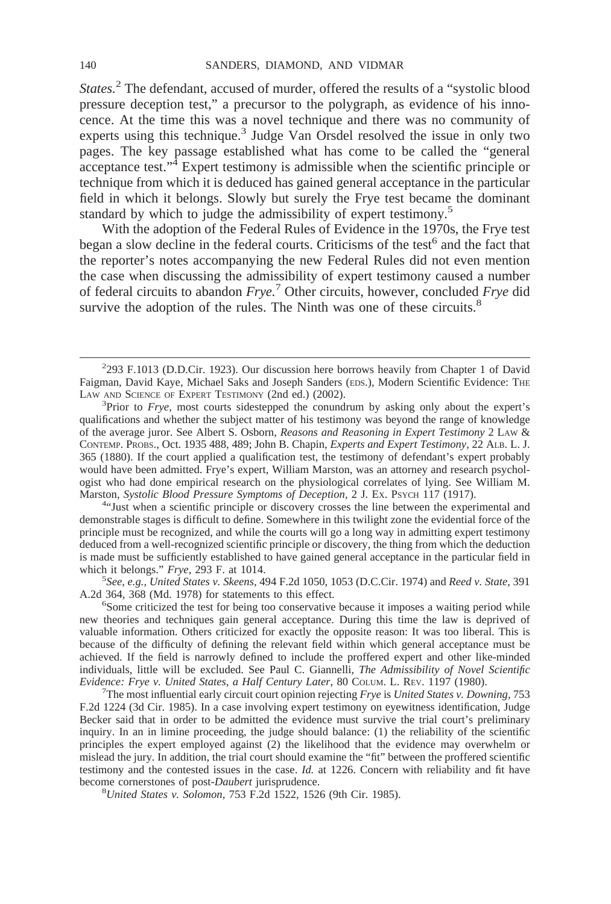*States.*[2] The defendant, accused of murder, offered the results of a "systolic blood pressure deception test," a precursor to the polygraph, as evidence of his innocence. At the time this was a novel technique and there was no community of experts using this technique.[3] Judge Van Orsdel resolved the issue in only two pages. The key passage established what has come to be called the "general acceptance test."[4] Expert testimony is admissible when the scientific principle or technique from which it is deduced has gained general acceptance in the particular field in which it belongs. Slowly but surely the Frye test became the dominant standard by which to judge the admissibility of expert testimony.[5]

With the adoption of the Federal Rules of Evidence in the 1970s, the Frye test began a slow decline in the federal courts. Criticisms of the test[6] and the fact that the reporter's notes accompanying the new Federal Rules did not even mention the case when discussing the admissibility of expert testimony caused a number of federal circuits to abandon *Frye.*[7] Other circuits, however, concluded *Frye* did survive the adoption of the rules. The Ninth was one of these circuits.[8]

---

[2]293 F.1013 (D.D.Cir. 1923). Our discussion here borrows heavily from Chapter 1 of David Faigman, David Kaye, Michael Saks and Joseph Sanders (EDS.), Modern Scientific Evidence: THE LAW AND SCIENCE OF EXPERT TESTIMONY (2nd ed.) (2002).

[3]Prior to *Frye,* most courts sidestepped the conundrum by asking only about the expert's qualifications and whether the subject matter of his testimony was beyond the range of knowledge of the average juror. See Albert S. Osborn, *Reasons and Reasoning in Expert Testimony* 2 LAW & CONTEMP. PROBS., Oct. 1935 488, 489; John B. Chapin, *Experts and Expert Testimony,* 22 ALB. L. J. 365 (1880). If the court applied a qualification test, the testimony of defendant's expert probably would have been admitted. Frye's expert, William Marston, was an attorney and research psychologist who had done empirical research on the physiological correlates of lying. See William M. Marston, *Systolic Blood Pressure Symptoms of Deception,* 2 J. EX. PSYCH 117 (1917).

[4]"Just when a scientific principle or discovery crosses the line between the experimental and demonstrable stages is difficult to define. Somewhere in this twilight zone the evidential force of the principle must be recognized, and while the courts will go a long way in admitting expert testimony deduced from a well-recognized scientific principle or discovery, the thing from which the deduction is made must be sufficiently established to have gained general acceptance in the particular field in which it belongs." *Frye,* 293 F. at 1014.

[5]*See, e.g., United States v. Skeens,* 494 F.2d 1050, 1053 (D.C.Cir. 1974) and *Reed v. State,* 391 A.2d 364, 368 (Md. 1978) for statements to this effect.

[6]Some criticized the test for being too conservative because it imposes a waiting period while new theories and techniques gain general acceptance. During this time the law is deprived of valuable information. Others criticized for exactly the opposite reason: It was too liberal. This is because of the difficulty of defining the relevant field within which general acceptance must be achieved. If the field is narrowly defined to include the proffered expert and other like-minded individuals, little will be excluded. See Paul C. Giannelli, *The Admissibility of Novel Scientific Evidence: Frye v. United States, a Half Century Later,* 80 COLUM. L. REV. 1197 (1980).

[7]The most influential early circuit court opinion rejecting *Frye* is *United States v. Downing,* 753 F.2d 1224 (3d Cir. 1985). In a case involving expert testimony on eyewitness identification, Judge Becker said that in order to be admitted the evidence must survive the trial court's preliminary inquiry. In an in limine proceeding, the judge should balance: (1) the reliability of the scientific principles the expert employed against (2) the likelihood that the evidence may overwhelm or mislead the jury. In addition, the trial court should examine the "fit" between the proffered scientific testimony and the contested issues in the case. *Id.* at 1226. Concern with reliability and fit have become cornerstones of post-*Daubert* jurisprudence.

[8]*United States v. Solomon,* 753 F.2d 1522, 1526 (9th Cir. 1985).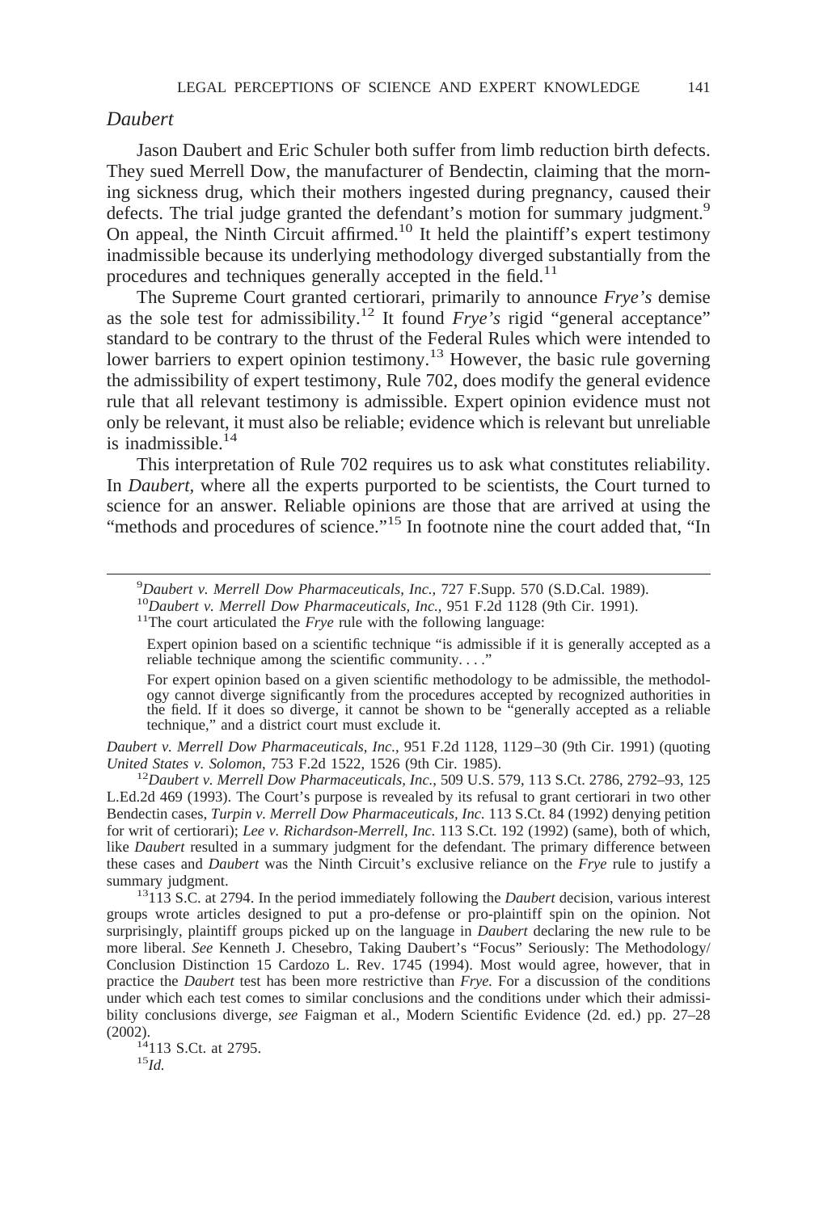### *Daubert*

Jason Daubert and Eric Schuler both suffer from limb reduction birth defects. They sued Merrell Dow, the manufacturer of Bendectin, claiming that the morning sickness drug, which their mothers ingested during pregnancy, caused their defects. The trial judge granted the defendant's motion for summary judgment.[9] On appeal, the Ninth Circuit affirmed.[10] It held the plaintiff's expert testimony inadmissible because its underlying methodology diverged substantially from the procedures and techniques generally accepted in the field.[11]

The Supreme Court granted certiorari, primarily to announce *Frye's* demise as the sole test for admissibility.[12] It found *Frye's* rigid "general acceptance" standard to be contrary to the thrust of the Federal Rules which were intended to lower barriers to expert opinion testimony.[13] However, the basic rule governing the admissibility of expert testimony, Rule 702, does modify the general evidence rule that all relevant testimony is admissible. Expert opinion evidence must not only be relevant, it must also be reliable; evidence which is relevant but unreliable is inadmissible.[14]

This interpretation of Rule 702 requires us to ask what constitutes reliability. In *Daubert,* where all the experts purported to be scientists, the Court turned to science for an answer. Reliable opinions are those that are arrived at using the "methods and procedures of science."[15] In footnote nine the court added that, "In

---

[9] *Daubert v. Merrell Dow Pharmaceuticals, Inc.,* 727 F.Supp. 570 (S.D.Cal. 1989).

[10] *Daubert v. Merrell Dow Pharmaceuticals, Inc.,* 951 F.2d 1128 (9th Cir. 1991).

[11] The court articulated the *Frye* rule with the following language:

> Expert opinion based on a scientific technique "is admissible if it is generally accepted as a reliable technique among the scientific community. . . ."
>
> For expert opinion based on a given scientific methodology to be admissible, the methodology cannot diverge significantly from the procedures accepted by recognized authorities in the field. If it does so diverge, it cannot be shown to be "generally accepted as a reliable technique," and a district court must exclude it.

*Daubert v. Merrell Dow Pharmaceuticals, Inc.*, 951 F.2d 1128, 1129–30 (9th Cir. 1991) (quoting *United States v. Solomon*, 753 F.2d 1522, 1526 (9th Cir. 1985).

[12] *Daubert v. Merrell Dow Pharmaceuticals, Inc.,* 509 U.S. 579, 113 S.Ct. 2786, 2792–93, 125 L.Ed.2d 469 (1993). The Court's purpose is revealed by its refusal to grant certiorari in two other Bendectin cases, *Turpin v. Merrell Dow Pharmaceuticals, Inc.* 113 S.Ct. 84 (1992) denying petition for writ of certiorari); *Lee v. Richardson-Merrell, Inc.* 113 S.Ct. 192 (1992) (same), both of which, like *Daubert* resulted in a summary judgment for the defendant. The primary difference between these cases and *Daubert* was the Ninth Circuit's exclusive reliance on the *Frye* rule to justify a summary judgment.

[13] 113 S.C. at 2794. In the period immediately following the *Daubert* decision, various interest groups wrote articles designed to put a pro-defense or pro-plaintiff spin on the opinion. Not surprisingly, plaintiff groups picked up on the language in *Daubert* declaring the new rule to be more liberal. *See* Kenneth J. Chesebro, Taking Daubert's "Focus" Seriously: The Methodology/Conclusion Distinction 15 Cardozo L. Rev. 1745 (1994). Most would agree, however, that in practice the *Daubert* test has been more restrictive than *Frye.* For a discussion of the conditions under which each test comes to similar conclusions and the conditions under which their admissibility conclusions diverge, *see* Faigman et al., Modern Scientific Evidence (2d. ed.) pp. 27–28 (2002).

[14] 113 S.Ct. at 2795.

[15] *Id.*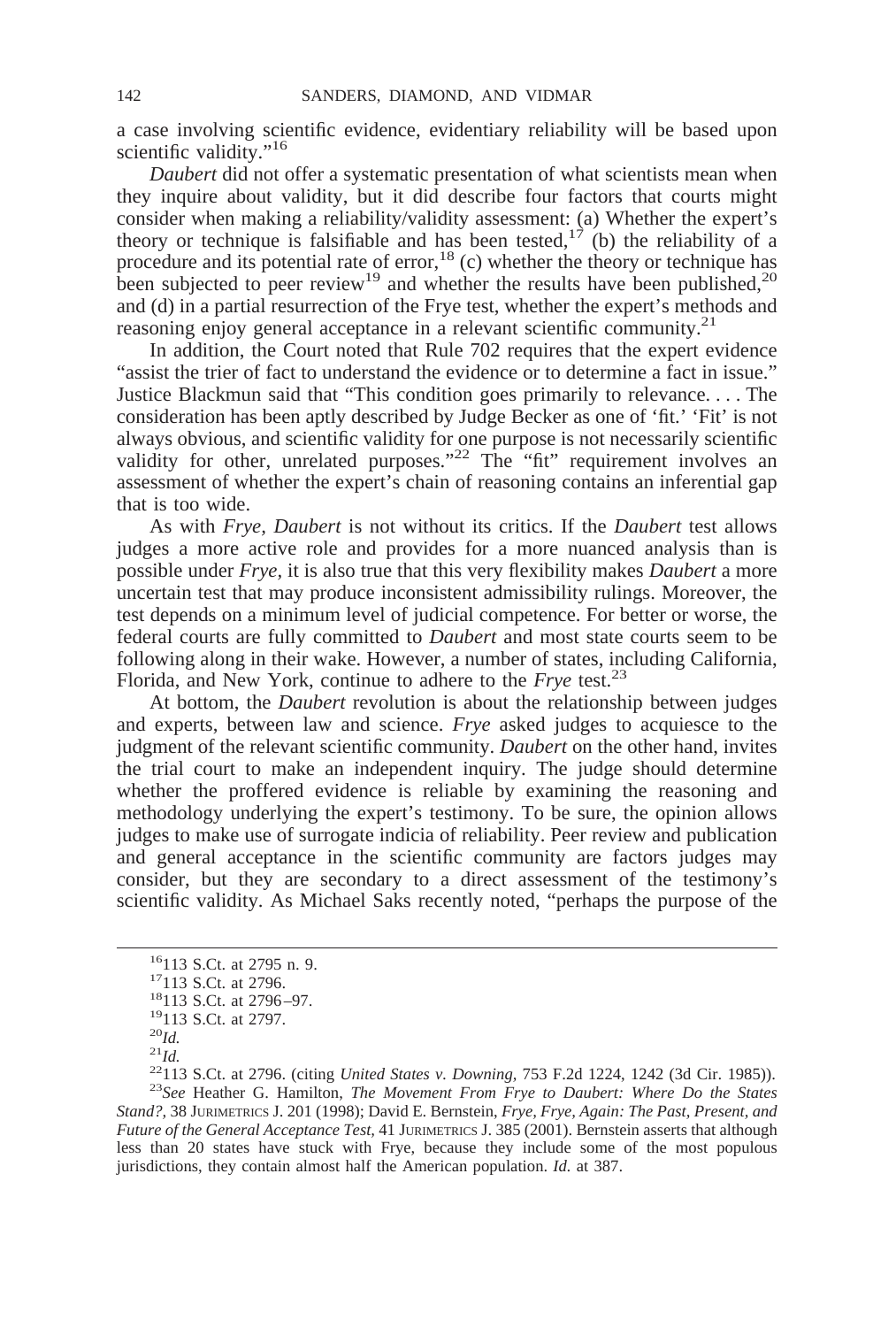a case involving scientific evidence, evidentiary reliability will be based upon scientific validity."[16]

*Daubert* did not offer a systematic presentation of what scientists mean when they inquire about validity, but it did describe four factors that courts might consider when making a reliability/validity assessment: (a) Whether the expert's theory or technique is falsifiable and has been tested,[17] (b) the reliability of a procedure and its potential rate of error,[18] (c) whether the theory or technique has been subjected to peer review[19] and whether the results have been published,[20] and (d) in a partial resurrection of the Frye test, whether the expert's methods and reasoning enjoy general acceptance in a relevant scientific community.[21]

In addition, the Court noted that Rule 702 requires that the expert evidence "assist the trier of fact to understand the evidence or to determine a fact in issue." Justice Blackmun said that "This condition goes primarily to relevance. . . . The consideration has been aptly described by Judge Becker as one of 'fit.' 'Fit' is not always obvious, and scientific validity for one purpose is not necessarily scientific validity for other, unrelated purposes."[22] The "fit" requirement involves an assessment of whether the expert's chain of reasoning contains an inferential gap that is too wide.

As with *Frye*, *Daubert* is not without its critics. If the *Daubert* test allows judges a more active role and provides for a more nuanced analysis than is possible under *Frye*, it is also true that this very flexibility makes *Daubert* a more uncertain test that may produce inconsistent admissibility rulings. Moreover, the test depends on a minimum level of judicial competence. For better or worse, the federal courts are fully committed to *Daubert* and most state courts seem to be following along in their wake. However, a number of states, including California, Florida, and New York, continue to adhere to the *Frye* test.[23]

At bottom, the *Daubert* revolution is about the relationship between judges and experts, between law and science. *Frye* asked judges to acquiesce to the judgment of the relevant scientific community. *Daubert* on the other hand, invites the trial court to make an independent inquiry. The judge should determine whether the proffered evidence is reliable by examining the reasoning and methodology underlying the expert's testimony. To be sure, the opinion allows judges to make use of surrogate indicia of reliability. Peer review and publication and general acceptance in the scientific community are factors judges may consider, but they are secondary to a direct assessment of the testimony's scientific validity. As Michael Saks recently noted, "perhaps the purpose of the

---

[16] 113 S.Ct. at 2795 n. 9.

[17] 113 S.Ct. at 2796.

[18] 113 S.Ct. at 2796–97.

[19] 113 S.Ct. at 2797.

[20] *Id.*

[21] *Id.*

[22] 113 S.Ct. at 2796. (citing *United States v. Downing*, 753 F.2d 1224, 1242 (3d Cir. 1985)).

[23] *See* Heather G. Hamilton, *The Movement From Frye to Daubert: Where Do the States Stand?*, 38 JURIMETRICS J. 201 (1998); David E. Bernstein, *Frye, Frye, Again: The Past, Present, and Future of the General Acceptance Test*, 41 JURIMETRICS J. 385 (2001). Bernstein asserts that although less than 20 states have stuck with Frye, because they include some of the most populous jurisdictions, they contain almost half the American population. *Id.* at 387.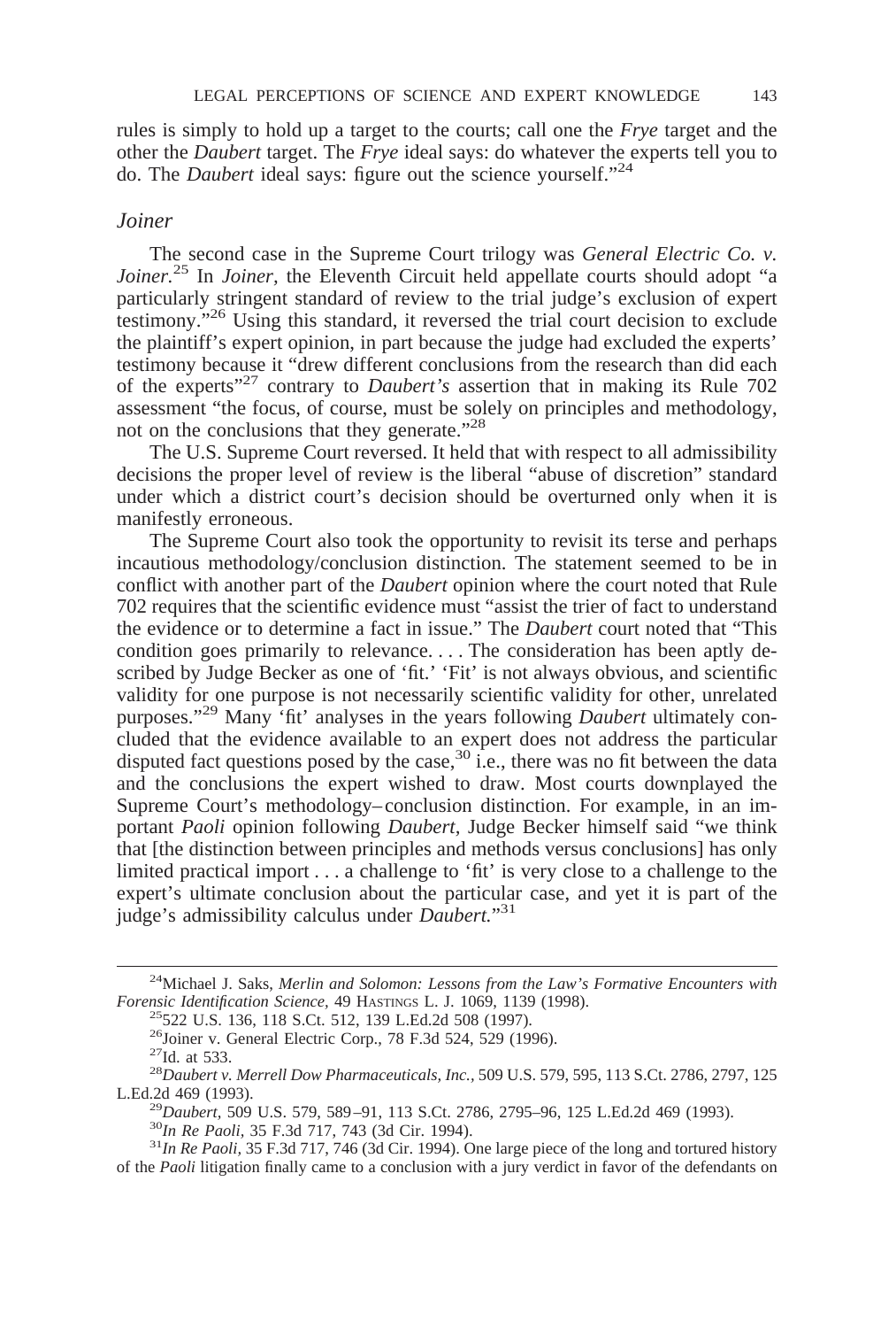rules is simply to hold up a target to the courts; call one the *Frye* target and the other the *Daubert* target. The *Frye* ideal says: do whatever the experts tell you to do. The *Daubert* ideal says: figure out the science yourself."[24]

### *Joiner*

The second case in the Supreme Court trilogy was *General Electric Co. v. Joiner.*[25] In *Joiner*, the Eleventh Circuit held appellate courts should adopt "a particularly stringent standard of review to the trial judge's exclusion of expert testimony."[26] Using this standard, it reversed the trial court decision to exclude the plaintiff's expert opinion, in part because the judge had excluded the experts' testimony because it "drew different conclusions from the research than did each of the experts"[27] contrary to *Daubert's* assertion that in making its Rule 702 assessment "the focus, of course, must be solely on principles and methodology, not on the conclusions that they generate."[28]

The U.S. Supreme Court reversed. It held that with respect to all admissibility decisions the proper level of review is the liberal "abuse of discretion" standard under which a district court's decision should be overturned only when it is manifestly erroneous.

The Supreme Court also took the opportunity to revisit its terse and perhaps incautious methodology/conclusion distinction. The statement seemed to be in conflict with another part of the *Daubert* opinion where the court noted that Rule 702 requires that the scientific evidence must "assist the trier of fact to understand the evidence or to determine a fact in issue." The *Daubert* court noted that "This condition goes primarily to relevance. . . . The consideration has been aptly described by Judge Becker as one of 'fit.' 'Fit' is not always obvious, and scientific validity for one purpose is not necessarily scientific validity for other, unrelated purposes."[29] Many 'fit' analyses in the years following *Daubert* ultimately concluded that the evidence available to an expert does not address the particular disputed fact questions posed by the case,[30] i.e., there was no fit between the data and the conclusions the expert wished to draw. Most courts downplayed the Supreme Court's methodology–conclusion distinction. For example, in an important *Paoli* opinion following *Daubert*, Judge Becker himself said "we think that [the distinction between principles and methods versus conclusions] has only limited practical import . . . a challenge to 'fit' is very close to a challenge to the expert's ultimate conclusion about the particular case, and yet it is part of the judge's admissibility calculus under *Daubert.*"[31]

---

[24] Michael J. Saks, *Merlin and Solomon: Lessons from the Law's Formative Encounters with Forensic Identification Science,* 49 HASTINGS L. J. 1069, 1139 (1998).

[25] 522 U.S. 136, 118 S.Ct. 512, 139 L.Ed.2d 508 (1997).

[26] Joiner v. General Electric Corp., 78 F.3d 524, 529 (1996).

[27] Id. at 533.

[28] *Daubert v. Merrell Dow Pharmaceuticals, Inc.*, 509 U.S. 579, 595, 113 S.Ct. 2786, 2797, 125 L.Ed.2d 469 (1993).

[29] *Daubert*, 509 U.S. 579, 589–91, 113 S.Ct. 2786, 2795–96, 125 L.Ed.2d 469 (1993).

[30] *In Re Paoli*, 35 F.3d 717, 743 (3d Cir. 1994).

[31] *In Re Paoli*, 35 F.3d 717, 746 (3d Cir. 1994). One large piece of the long and tortured history of the *Paoli* litigation finally came to a conclusion with a jury verdict in favor of the defendants on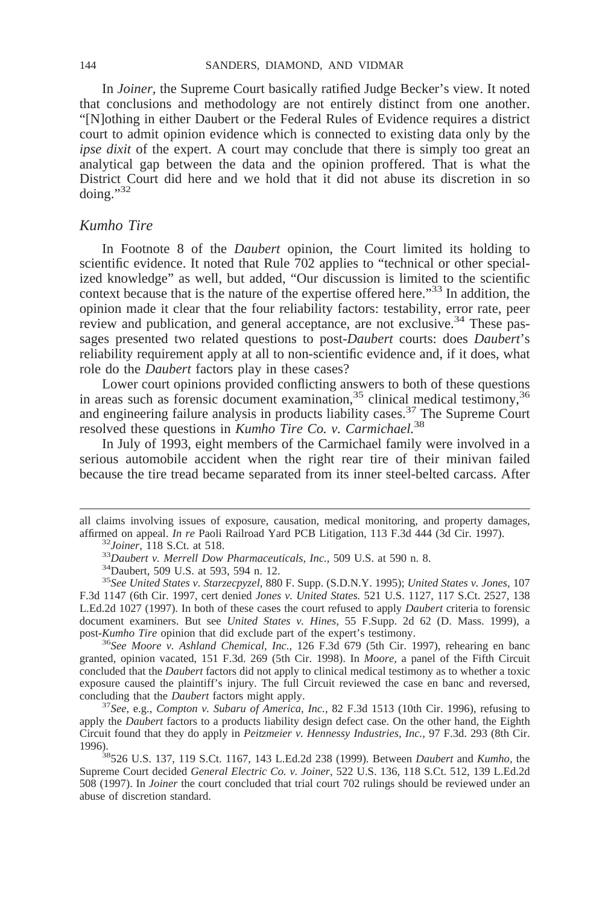In *Joiner*, the Supreme Court basically ratified Judge Becker's view. It noted that conclusions and methodology are not entirely distinct from one another. "[N]othing in either Daubert or the Federal Rules of Evidence requires a district court to admit opinion evidence which is connected to existing data only by the *ipse dixit* of the expert. A court may conclude that there is simply too great an analytical gap between the data and the opinion proffered. That is what the District Court did here and we hold that it did not abuse its discretion in so doing."[32]

## *Kumho Tire*

In Footnote 8 of the *Daubert* opinion, the Court limited its holding to scientific evidence. It noted that Rule 702 applies to "technical or other specialized knowledge" as well, but added, "Our discussion is limited to the scientific context because that is the nature of the expertise offered here."[33] In addition, the opinion made it clear that the four reliability factors: testability, error rate, peer review and publication, and general acceptance, are not exclusive.[34] These passages presented two related questions to post-*Daubert* courts: does *Daubert*'s reliability requirement apply at all to non-scientific evidence and, if it does, what role do the *Daubert* factors play in these cases?

Lower court opinions provided conflicting answers to both of these questions in areas such as forensic document examination,[35] clinical medical testimony,[36] and engineering failure analysis in products liability cases.[37] The Supreme Court resolved these questions in *Kumho Tire Co. v. Carmichael.*[38]

In July of 1993, eight members of the Carmichael family were involved in a serious automobile accident when the right rear tire of their minivan failed because the tire tread became separated from its inner steel-belted carcass. After

---

all claims involving issues of exposure, causation, medical monitoring, and property damages, affirmed on appeal. *In re* Paoli Railroad Yard PCB Litigation, 113 F.3d 444 (3d Cir. 1997).

[32] *Joiner,* 118 S.Ct. at 518.

[33] *Daubert v. Merrell Dow Pharmaceuticals, Inc.,* 509 U.S. at 590 n. 8.

[34] Daubert, 509 U.S. at 593, 594 n. 12.

[35] *See United States v. Starzecpyzel,* 880 F. Supp. (S.D.N.Y. 1995); *United States v. Jones,* 107 F.3d 1147 (6th Cir. 1997, cert denied *Jones v. United States.* 521 U.S. 1127, 117 S.Ct. 2527, 138 L.Ed.2d 1027 (1997). In both of these cases the court refused to apply *Daubert* criteria to forensic document examiners. But see *United States v. Hines,* 55 F.Supp. 2d 62 (D. Mass. 1999), a post-*Kumho Tire* opinion that did exclude part of the expert's testimony.

[36] *See Moore v. Ashland Chemical, Inc.,* 126 F.3d 679 (5th Cir. 1997), rehearing en banc granted, opinion vacated, 151 F.3d. 269 (5th Cir. 1998). In *Moore,* a panel of the Fifth Circuit concluded that the *Daubert* factors did not apply to clinical medical testimony as to whether a toxic exposure caused the plaintiff's injury. The full Circuit reviewed the case en banc and reversed, concluding that the *Daubert* factors might apply.

[37] *See,* e.g., *Compton v. Subaru of America, Inc.,* 82 F.3d 1513 (10th Cir. 1996), refusing to apply the *Daubert* factors to a products liability design defect case. On the other hand, the Eighth Circuit found that they do apply in *Peitzmeier v. Hennessy Industries, Inc.,* 97 F.3d. 293 (8th Cir. 1996).

[38] 526 U.S. 137, 119 S.Ct. 1167, 143 L.Ed.2d 238 (1999). Between *Daubert* and *Kumho,* the Supreme Court decided *General Electric Co. v. Joiner,* 522 U.S. 136, 118 S.Ct. 512, 139 L.Ed.2d 508 (1997). In *Joiner* the court concluded that trial court 702 rulings should be reviewed under an abuse of discretion standard.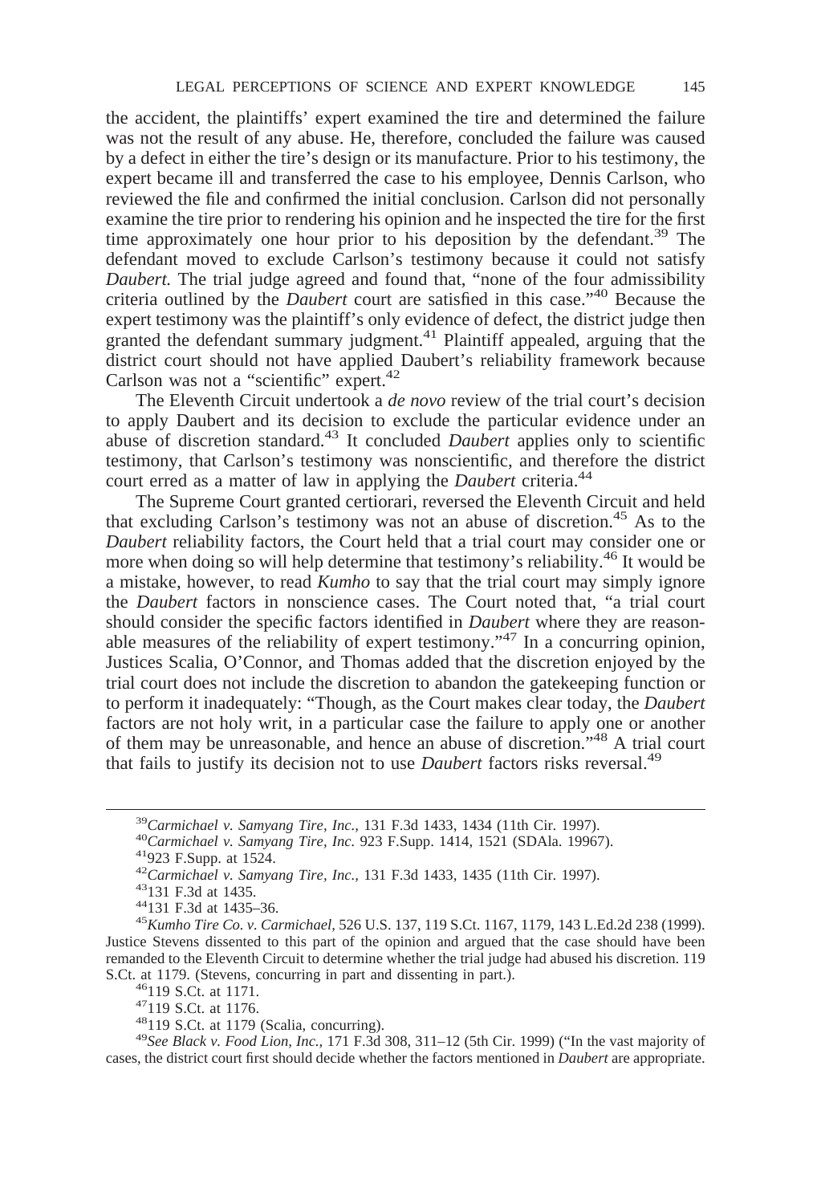the accident, the plaintiffs' expert examined the tire and determined the failure was not the result of any abuse. He, therefore, concluded the failure was caused by a defect in either the tire's design or its manufacture. Prior to his testimony, the expert became ill and transferred the case to his employee, Dennis Carlson, who reviewed the file and confirmed the initial conclusion. Carlson did not personally examine the tire prior to rendering his opinion and he inspected the tire for the first time approximately one hour prior to his deposition by the defendant.[39] The defendant moved to exclude Carlson's testimony because it could not satisfy *Daubert.* The trial judge agreed and found that, "none of the four admissibility criteria outlined by the *Daubert* court are satisfied in this case."[40] Because the expert testimony was the plaintiff's only evidence of defect, the district judge then granted the defendant summary judgment.[41] Plaintiff appealed, arguing that the district court should not have applied Daubert's reliability framework because Carlson was not a "scientific" expert.[42]

The Eleventh Circuit undertook a *de novo* review of the trial court's decision to apply Daubert and its decision to exclude the particular evidence under an abuse of discretion standard.[43] It concluded *Daubert* applies only to scientific testimony, that Carlson's testimony was nonscientific, and therefore the district court erred as a matter of law in applying the *Daubert* criteria.[44]

The Supreme Court granted certiorari, reversed the Eleventh Circuit and held that excluding Carlson's testimony was not an abuse of discretion.[45] As to the *Daubert* reliability factors, the Court held that a trial court may consider one or more when doing so will help determine that testimony's reliability.[46] It would be a mistake, however, to read *Kumho* to say that the trial court may simply ignore the *Daubert* factors in nonscience cases. The Court noted that, "a trial court should consider the specific factors identified in *Daubert* where they are reasonable measures of the reliability of expert testimony."[47] In a concurring opinion, Justices Scalia, O'Connor, and Thomas added that the discretion enjoyed by the trial court does not include the discretion to abandon the gatekeeping function or to perform it inadequately: "Though, as the Court makes clear today, the *Daubert* factors are not holy writ, in a particular case the failure to apply one or another of them may be unreasonable, and hence an abuse of discretion."[48] A trial court that fails to justify its decision not to use *Daubert* factors risks reversal.[49]

---

[39] *Carmichael v. Samyang Tire, Inc.,* 131 F.3d 1433, 1434 (11th Cir. 1997).

[40] *Carmichael v. Samyang Tire, Inc.* 923 F.Supp. 1414, 1521 (SDAla. 19967).

[41] 923 F.Supp. at 1524.

[42] *Carmichael v. Samyang Tire, Inc.,* 131 F.3d 1433, 1435 (11th Cir. 1997).

[43] 131 F.3d at 1435.

[44] 131 F.3d at 1435–36.

[45] *Kumho Tire Co. v. Carmichael,* 526 U.S. 137, 119 S.Ct. 1167, 1179, 143 L.Ed.2d 238 (1999). Justice Stevens dissented to this part of the opinion and argued that the case should have been remanded to the Eleventh Circuit to determine whether the trial judge had abused his discretion. 119 S.Ct. at 1179. (Stevens, concurring in part and dissenting in part.).

[46] 119 S.Ct. at 1171.

[47] 119 S.Ct. at 1176.

[48] 119 S.Ct. at 1179 (Scalia, concurring).

[49] *See Black v. Food Lion, Inc.,* 171 F.3d 308, 311–12 (5th Cir. 1999) ("In the vast majority of cases, the district court first should decide whether the factors mentioned in *Daubert* are appropriate.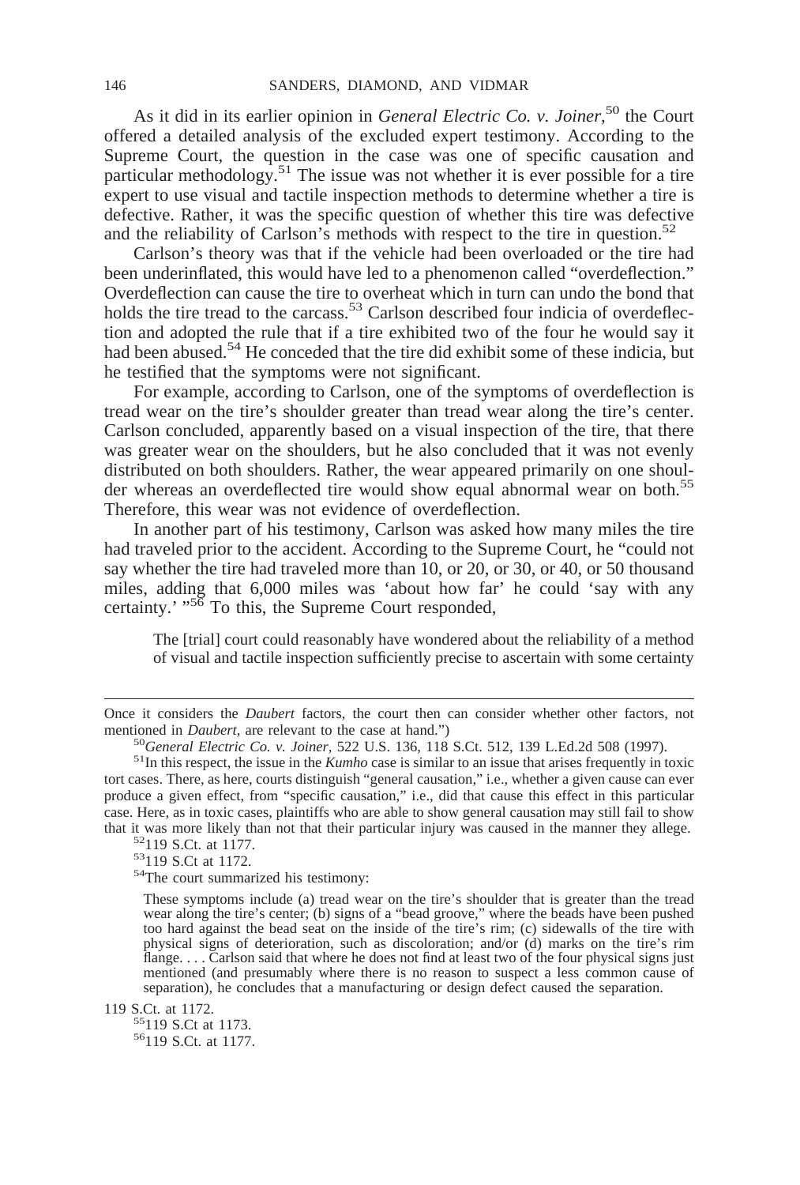As it did in its earlier opinion in *General Electric Co. v. Joiner,*[50] the Court offered a detailed analysis of the excluded expert testimony. According to the Supreme Court, the question in the case was one of specific causation and particular methodology.[51] The issue was not whether it is ever possible for a tire expert to use visual and tactile inspection methods to determine whether a tire is defective. Rather, it was the specific question of whether this tire was defective and the reliability of Carlson's methods with respect to the tire in question.[52]

Carlson's theory was that if the vehicle had been overloaded or the tire had been underinflated, this would have led to a phenomenon called "overdeflection." Overdeflection can cause the tire to overheat which in turn can undo the bond that holds the tire tread to the carcass.[53] Carlson described four indicia of overdeflection and adopted the rule that if a tire exhibited two of the four he would say it had been abused.[54] He conceded that the tire did exhibit some of these indicia, but he testified that the symptoms were not significant.

For example, according to Carlson, one of the symptoms of overdeflection is tread wear on the tire's shoulder greater than tread wear along the tire's center. Carlson concluded, apparently based on a visual inspection of the tire, that there was greater wear on the shoulders, but he also concluded that it was not evenly distributed on both shoulders. Rather, the wear appeared primarily on one shoulder whereas an overdeflected tire would show equal abnormal wear on both.[55] Therefore, this wear was not evidence of overdeflection.

In another part of his testimony, Carlson was asked how many miles the tire had traveled prior to the accident. According to the Supreme Court, he "could not say whether the tire had traveled more than 10, or 20, or 30, or 40, or 50 thousand miles, adding that 6,000 miles was 'about how far' he could 'say with any certainty.' "[56] To this, the Supreme Court responded,

> The [trial] court could reasonably have wondered about the reliability of a method of visual and tactile inspection sufficiently precise to ascertain with some certainty

---

Once it considers the *Daubert* factors, the court then can consider whether other factors, not mentioned in *Daubert,* are relevant to the case at hand.")

[50] *General Electric Co. v. Joiner*, 522 U.S. 136, 118 S.Ct. 512, 139 L.Ed.2d 508 (1997).

[51] In this respect, the issue in the *Kumho* case is similar to an issue that arises frequently in toxic tort cases. There, as here, courts distinguish "general causation," i.e., whether a given cause can ever produce a given effect, from "specific causation," i.e., did that cause this effect in this particular case. Here, as in toxic cases, plaintiffs who are able to show general causation may still fail to show that it was more likely than not that their particular injury was caused in the manner they allege.

[52] 119 S.Ct. at 1177.

[53] 119 S.Ct at 1172.

[54] The court summarized his testimony:

> These symptoms include (a) tread wear on the tire's shoulder that is greater than the tread wear along the tire's center; (b) signs of a "bead groove," where the beads have been pushed too hard against the bead seat on the inside of the tire's rim; (c) sidewalls of the tire with physical signs of deterioration, such as discoloration; and/or (d) marks on the tire's rim flange. . . . Carlson said that where he does not find at least two of the four physical signs just mentioned (and presumably where there is no reason to suspect a less common cause of separation), he concludes that a manufacturing or design defect caused the separation.

119 S.Ct. at 1172.

[55] 119 S.Ct at 1173.

[56] 119 S.Ct. at 1177.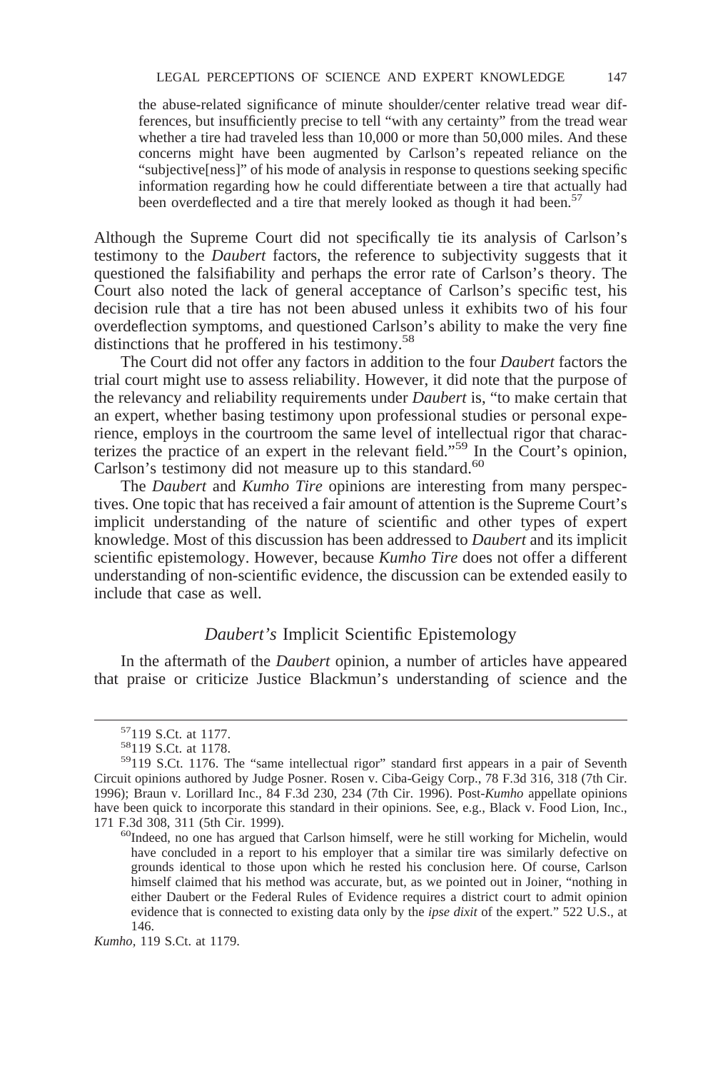the abuse-related significance of minute shoulder/center relative tread wear differences, but insufficiently precise to tell "with any certainty" from the tread wear whether a tire had traveled less than 10,000 or more than 50,000 miles. And these concerns might have been augmented by Carlson's repeated reliance on the "subjective[ness]" of his mode of analysis in response to questions seeking specific information regarding how he could differentiate between a tire that actually had been overdeflected and a tire that merely looked as though it had been.[57]

Although the Supreme Court did not specifically tie its analysis of Carlson's testimony to the *Daubert* factors, the reference to subjectivity suggests that it questioned the falsifiability and perhaps the error rate of Carlson's theory. The Court also noted the lack of general acceptance of Carlson's specific test, his decision rule that a tire has not been abused unless it exhibits two of his four overdeflection symptoms, and questioned Carlson's ability to make the very fine distinctions that he proffered in his testimony.[58]

The Court did not offer any factors in addition to the four *Daubert* factors the trial court might use to assess reliability. However, it did note that the purpose of the relevancy and reliability requirements under *Daubert* is, "to make certain that an expert, whether basing testimony upon professional studies or personal experience, employs in the courtroom the same level of intellectual rigor that characterizes the practice of an expert in the relevant field."[59] In the Court's opinion, Carlson's testimony did not measure up to this standard.[60]

The *Daubert* and *Kumho Tire* opinions are interesting from many perspectives. One topic that has received a fair amount of attention is the Supreme Court's implicit understanding of the nature of scientific and other types of expert knowledge. Most of this discussion has been addressed to *Daubert* and its implicit scientific epistemology. However, because *Kumho Tire* does not offer a different understanding of non-scientific evidence, the discussion can be extended easily to include that case as well.

## *Daubert's* Implicit Scientific Epistemology

In the aftermath of the *Daubert* opinion, a number of articles have appeared that praise or criticize Justice Blackmun's understanding of science and the

---

[57] 119 S.Ct. at 1177.

[58] 119 S.Ct. at 1178.

[59] 119 S.Ct. 1176. The "same intellectual rigor" standard first appears in a pair of Seventh Circuit opinions authored by Judge Posner. Rosen v. Ciba-Geigy Corp., 78 F.3d 316, 318 (7th Cir. 1996); Braun v. Lorillard Inc., 84 F.3d 230, 234 (7th Cir. 1996). Post-*Kumho* appellate opinions have been quick to incorporate this standard in their opinions. See, e.g., Black v. Food Lion, Inc., 171 F.3d 308, 311 (5th Cir. 1999).

[60] Indeed, no one has argued that Carlson himself, were he still working for Michelin, would have concluded in a report to his employer that a similar tire was similarly defective on grounds identical to those upon which he rested his conclusion here. Of course, Carlson himself claimed that his method was accurate, but, as we pointed out in Joiner, "nothing in either Daubert or the Federal Rules of Evidence requires a district court to admit opinion evidence that is connected to existing data only by the *ipse dixit* of the expert." 522 U.S., at 146.

*Kumho*, 119 S.Ct. at 1179.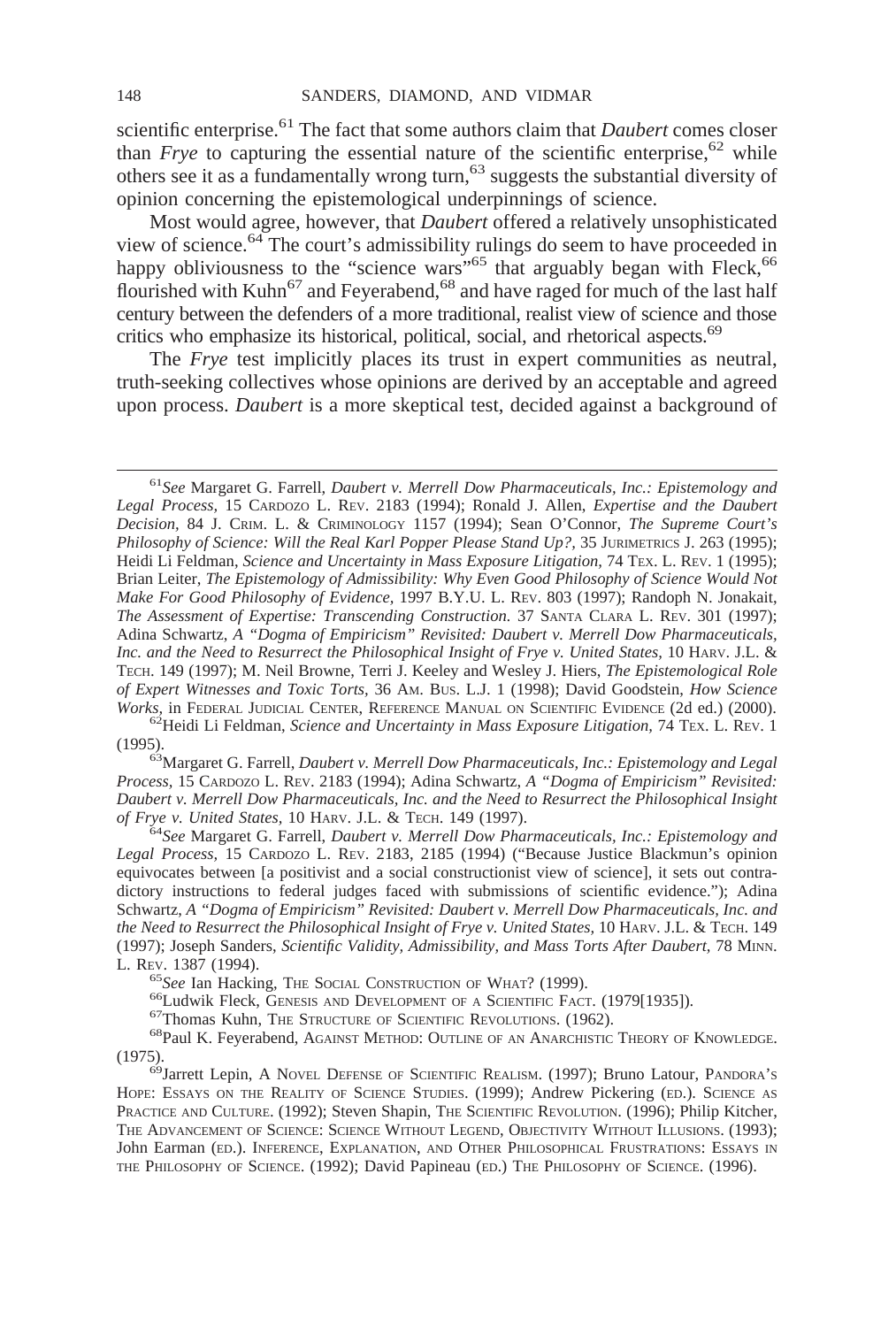scientific enterprise.[61] The fact that some authors claim that *Daubert* comes closer than *Frye* to capturing the essential nature of the scientific enterprise,[62] while others see it as a fundamentally wrong turn,[63] suggests the substantial diversity of opinion concerning the epistemological underpinnings of science.

Most would agree, however, that *Daubert* offered a relatively unsophisticated view of science.[64] The court's admissibility rulings do seem to have proceeded in happy obliviousness to the "science wars"[65] that arguably began with Fleck,[66] flourished with Kuhn[67] and Feyerabend,[68] and have raged for much of the last half century between the defenders of a more traditional, realist view of science and those critics who emphasize its historical, political, social, and rhetorical aspects.[69]

The *Frye* test implicitly places its trust in expert communities as neutral, truth-seeking collectives whose opinions are derived by an acceptable and agreed upon process. *Daubert* is a more skeptical test, decided against a background of

---

[61] *See* Margaret G. Farrell, *Daubert v. Merrell Dow Pharmaceuticals, Inc.: Epistemology and Legal Process,* 15 CARDOZO L. REV. 2183 (1994); Ronald J. Allen, *Expertise and the Daubert Decision,* 84 J. CRIM. L. & CRIMINOLOGY 1157 (1994); Sean O'Connor, *The Supreme Court's Philosophy of Science: Will the Real Karl Popper Please Stand Up?,* 35 JURIMETRICS J. 263 (1995); Heidi Li Feldman, *Science and Uncertainty in Mass Exposure Litigation,* 74 TEX. L. REV. 1 (1995); Brian Leiter, *The Epistemology of Admissibility: Why Even Good Philosophy of Science Would Not Make For Good Philosophy of Evidence,* 1997 B.Y.U. L. REV. 803 (1997); Randoph N. Jonakait, *The Assessment of Expertise: Transcending Construction.* 37 SANTA CLARA L. REV. 301 (1997); Adina Schwartz, *A "Dogma of Empiricism" Revisited: Daubert v. Merrell Dow Pharmaceuticals, Inc. and the Need to Resurrect the Philosophical Insight of Frye v. United States,* 10 HARV. J.L. & TECH. 149 (1997); M. Neil Browne, Terri J. Keeley and Wesley J. Hiers, *The Epistemological Role of Expert Witnesses and Toxic Torts,* 36 AM. BUS. L.J. 1 (1998); David Goodstein, *How Science Works,* in FEDERAL JUDICIAL CENTER, REFERENCE MANUAL ON SCIENTIFIC EVIDENCE (2d ed.) (2000).

[62] Heidi Li Feldman, *Science and Uncertainty in Mass Exposure Litigation,* 74 TEX. L. REV. 1 (1995).

[63] Margaret G. Farrell, *Daubert v. Merrell Dow Pharmaceuticals, Inc.: Epistemology and Legal Process,* 15 CARDOZO L. REV. 2183 (1994); Adina Schwartz, *A "Dogma of Empiricism" Revisited: Daubert v. Merrell Dow Pharmaceuticals, Inc. and the Need to Resurrect the Philosophical Insight of Frye v. United States,* 10 HARV. J.L. & TECH. 149 (1997).

[64] *See* Margaret G. Farrell, *Daubert v. Merrell Dow Pharmaceuticals, Inc.: Epistemology and Legal Process,* 15 CARDOZO L. REV. 2183, 2185 (1994) ("Because Justice Blackmun's opinion equivocates between [a positivist and a social constructionist view of science], it sets out contradictory instructions to federal judges faced with submissions of scientific evidence."); Adina Schwartz, *A "Dogma of Empiricism" Revisited: Daubert v. Merrell Dow Pharmaceuticals, Inc. and the Need to Resurrect the Philosophical Insight of Frye v. United States,* 10 HARV. J.L. & TECH. 149 (1997); Joseph Sanders, *Scientific Validity, Admissibility, and Mass Torts After Daubert,* 78 MINN. L. REV. 1387 (1994).

[65] *See* Ian Hacking, THE SOCIAL CONSTRUCTION OF WHAT? (1999).

[66] Ludwik Fleck, GENESIS AND DEVELOPMENT OF A SCIENTIFIC FACT. (1979[1935]).

[67] Thomas Kuhn, THE STRUCTURE OF SCIENTIFIC REVOLUTIONS. (1962).

[68] Paul K. Feyerabend, AGAINST METHOD: OUTLINE OF AN ANARCHISTIC THEORY OF KNOWLEDGE. (1975).

[69] Jarrett Lepin, A NOVEL DEFENSE OF SCIENTIFIC REALISM. (1997); Bruno Latour, PANDORA'S HOPE: ESSAYS ON THE REALITY OF SCIENCE STUDIES. (1999); Andrew Pickering (ED.). SCIENCE AS PRACTICE AND CULTURE. (1992); Steven Shapin, THE SCIENTIFIC REVOLUTION. (1996); Philip Kitcher, THE ADVANCEMENT OF SCIENCE: SCIENCE WITHOUT LEGEND, OBJECTIVITY WITHOUT ILLUSIONS. (1993); John Earman (ED.). INFERENCE, EXPLANATION, AND OTHER PHILOSOPHICAL FRUSTRATIONS: ESSAYS IN THE PHILOSOPHY OF SCIENCE. (1992); David Papineau (ED.) THE PHILOSOPHY OF SCIENCE. (1996).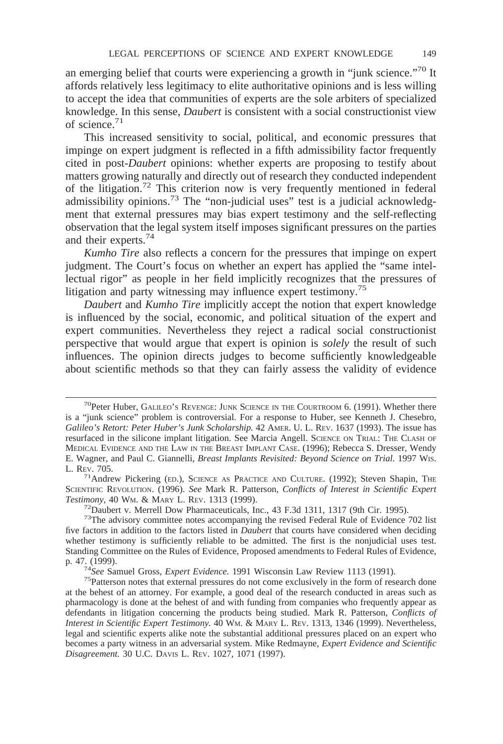an emerging belief that courts were experiencing a growth in "junk science."[70] It affords relatively less legitimacy to elite authoritative opinions and is less willing to accept the idea that communities of experts are the sole arbiters of specialized knowledge. In this sense, *Daubert* is consistent with a social constructionist view of science.[71]

This increased sensitivity to social, political, and economic pressures that impinge on expert judgment is reflected in a fifth admissibility factor frequently cited in post-*Daubert* opinions: whether experts are proposing to testify about matters growing naturally and directly out of research they conducted independent of the litigation.[72] This criterion now is very frequently mentioned in federal admissibility opinions.[73] The "non-judicial uses" test is a judicial acknowledgment that external pressures may bias expert testimony and the self-reflecting observation that the legal system itself imposes significant pressures on the parties and their experts.[74]

*Kumho Tire* also reflects a concern for the pressures that impinge on expert judgment. The Court's focus on whether an expert has applied the "same intellectual rigor" as people in her field implicitly recognizes that the pressures of litigation and party witnessing may influence expert testimony.[75]

*Daubert* and *Kumho Tire* implicitly accept the notion that expert knowledge is influenced by the social, economic, and political situation of the expert and expert communities. Nevertheless they reject a radical social constructionist perspective that would argue that expert is opinion is *solely* the result of such influences. The opinion directs judges to become sufficiently knowledgeable about scientific methods so that they can fairly assess the validity of evidence

---

[70] Peter Huber, GALILEO'S REVENGE: JUNK SCIENCE IN THE COURTROOM 6. (1991). Whether there is a "junk science" problem is controversial. For a response to Huber, see Kenneth J. Chesebro, *Galileo's Retort: Peter Huber's Junk Scholarship.* 42 AMER. U. L. REV. 1637 (1993). The issue has resurfaced in the silicone implant litigation. See Marcia Angell. SCIENCE ON TRIAL: THE CLASH OF MEDICAL EVIDENCE AND THE LAW IN THE BREAST IMPLANT CASE. (1996); Rebecca S. Dresser, Wendy E. Wagner, and Paul C. Giannelli, *Breast Implants Revisited: Beyond Science on Trial.* 1997 WIS. L. REV. 705.

[71] Andrew Pickering (ED.), SCIENCE AS PRACTICE AND CULTURE. (1992); Steven Shapin, THE SCIENTIFIC REVOLUTION. (1996). *See* Mark R. Patterson, *Conflicts of Interest in Scientific Expert Testimony,* 40 WM. & MARY L. REV. 1313 (1999).

[72] Daubert v. Merrell Dow Pharmaceuticals, Inc., 43 F.3d 1311, 1317 (9th Cir. 1995).

[73] The advisory committee notes accompanying the revised Federal Rule of Evidence 702 list five factors in addition to the factors listed in *Daubert* that courts have considered when deciding whether testimony is sufficiently reliable to be admitted. The first is the nonjudicial uses test. Standing Committee on the Rules of Evidence, Proposed amendments to Federal Rules of Evidence, p. 47. (1999).

[74] *See* Samuel Gross, *Expert Evidence.* 1991 Wisconsin Law Review 1113 (1991).

[75] Patterson notes that external pressures do not come exclusively in the form of research done at the behest of an attorney. For example, a good deal of the research conducted in areas such as pharmacology is done at the behest of and with funding from companies who frequently appear as defendants in litigation concerning the products being studied. Mark R. Patterson, *Conflicts of Interest in Scientific Expert Testimony.* 40 WM. & MARY L. REV. 1313, 1346 (1999). Nevertheless, legal and scientific experts alike note the substantial additional pressures placed on an expert who becomes a party witness in an adversarial system. Mike Redmayne, *Expert Evidence and Scientific Disagreement.* 30 U.C. DAVIS L. REV. 1027, 1071 (1997).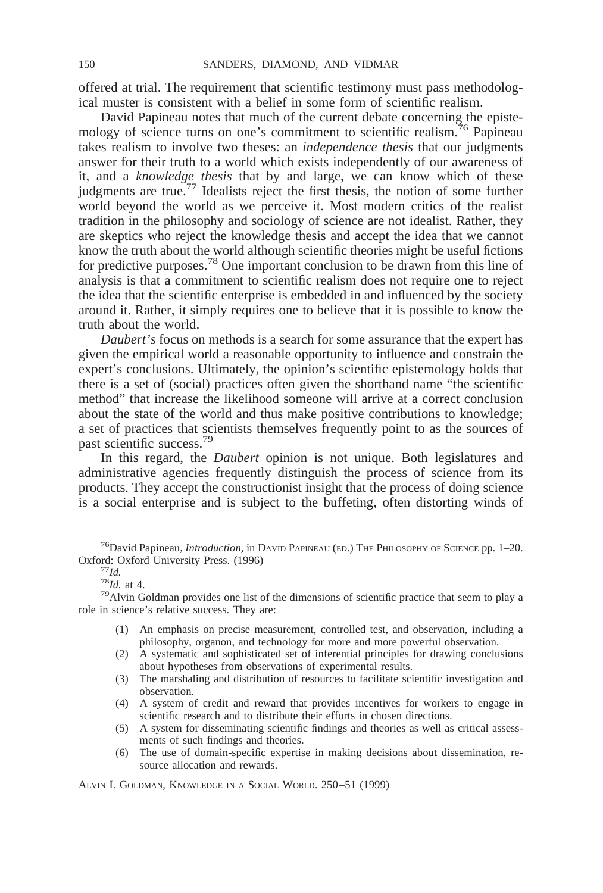offered at trial. The requirement that scientific testimony must pass methodological muster is consistent with a belief in some form of scientific realism.

David Papineau notes that much of the current debate concerning the epistemology of science turns on one's commitment to scientific realism.[76] Papineau takes realism to involve two theses: an *independence thesis* that our judgments answer for their truth to a world which exists independently of our awareness of it, and a *knowledge thesis* that by and large, we can know which of these judgments are true.[77] Idealists reject the first thesis, the notion of some further world beyond the world as we perceive it. Most modern critics of the realist tradition in the philosophy and sociology of science are not idealist. Rather, they are skeptics who reject the knowledge thesis and accept the idea that we cannot know the truth about the world although scientific theories might be useful fictions for predictive purposes.[78] One important conclusion to be drawn from this line of analysis is that a commitment to scientific realism does not require one to reject the idea that the scientific enterprise is embedded in and influenced by the society around it. Rather, it simply requires one to believe that it is possible to know the truth about the world.

*Daubert's* focus on methods is a search for some assurance that the expert has given the empirical world a reasonable opportunity to influence and constrain the expert's conclusions. Ultimately, the opinion's scientific epistemology holds that there is a set of (social) practices often given the shorthand name "the scientific method" that increase the likelihood someone will arrive at a correct conclusion about the state of the world and thus make positive contributions to knowledge; a set of practices that scientists themselves frequently point to as the sources of past scientific success.[79]

In this regard, the *Daubert* opinion is not unique. Both legislatures and administrative agencies frequently distinguish the process of science from its products. They accept the constructionist insight that the process of doing science is a social enterprise and is subject to the buffeting, often distorting winds of

---

[76] David Papineau, *Introduction*, in DAVID PAPINEAU (ED.) THE PHILOSOPHY OF SCIENCE pp. 1–20. Oxford: Oxford University Press. (1996)

[77] *Id.*

[78] *Id.* at 4.

[79] Alvin Goldman provides one list of the dimensions of scientific practice that seem to play a role in science's relative success. They are:

> (1) An emphasis on precise measurement, controlled test, and observation, including a philosophy, organon, and technology for more and more powerful observation.
> (2) A systematic and sophisticated set of inferential principles for drawing conclusions about hypotheses from observations of experimental results.
> (3) The marshaling and distribution of resources to facilitate scientific investigation and observation.
> (4) A system of credit and reward that provides incentives for workers to engage in scientific research and to distribute their efforts in chosen directions.
> (5) A system for disseminating scientific findings and theories as well as critical assessments of such findings and theories.
> (6) The use of domain-specific expertise in making decisions about dissemination, resource allocation and rewards.

ALVIN I. GOLDMAN, KNOWLEDGE IN A SOCIAL WORLD. 250–51 (1999)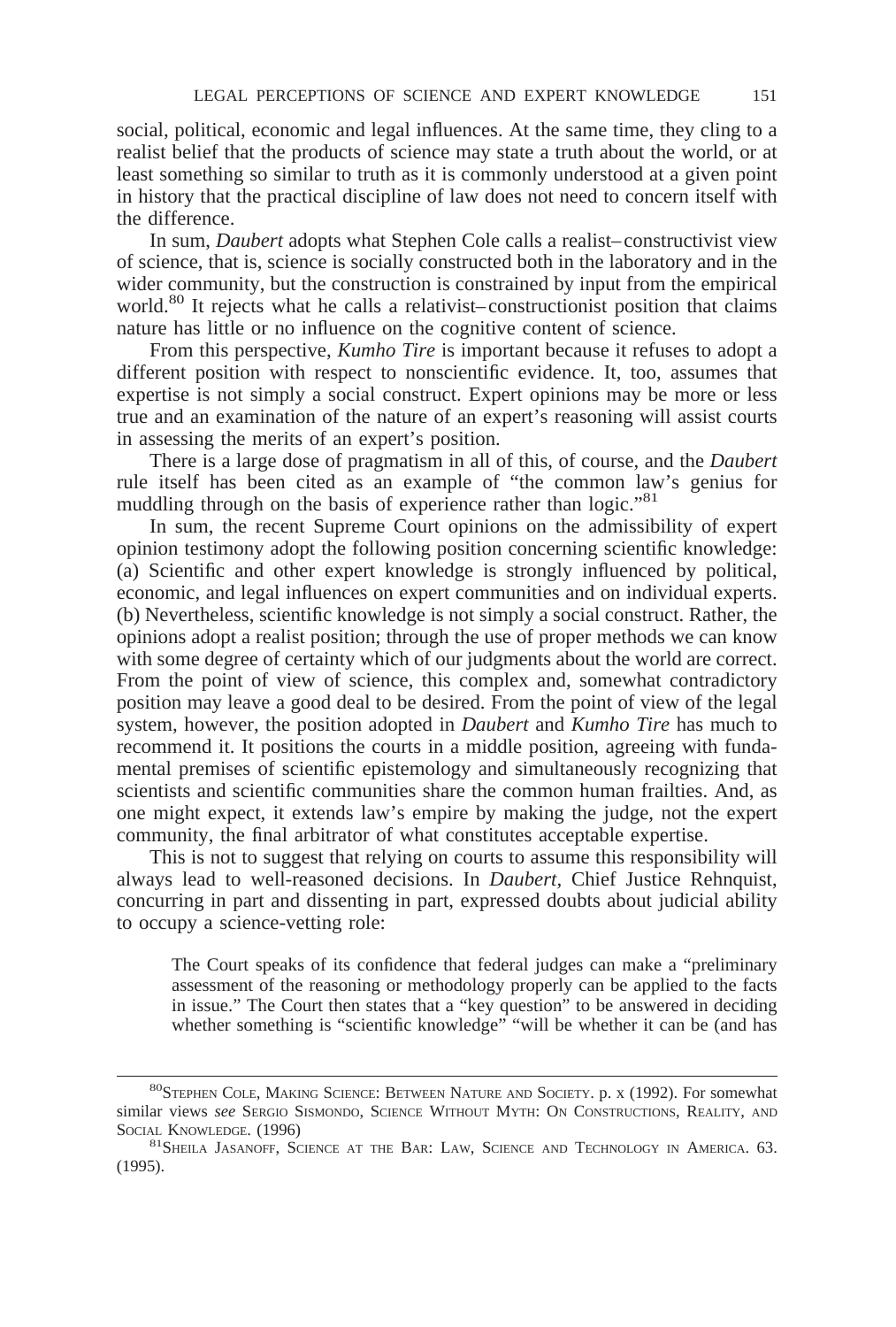social, political, economic and legal influences. At the same time, they cling to a realist belief that the products of science may state a truth about the world, or at least something so similar to truth as it is commonly understood at a given point in history that the practical discipline of law does not need to concern itself with the difference.

In sum, *Daubert* adopts what Stephen Cole calls a realist–constructivist view of science, that is, science is socially constructed both in the laboratory and in the wider community, but the construction is constrained by input from the empirical world.[80] It rejects what he calls a relativist–constructionist position that claims nature has little or no influence on the cognitive content of science.

From this perspective, *Kumho Tire* is important because it refuses to adopt a different position with respect to nonscientific evidence. It, too, assumes that expertise is not simply a social construct. Expert opinions may be more or less true and an examination of the nature of an expert's reasoning will assist courts in assessing the merits of an expert's position.

There is a large dose of pragmatism in all of this, of course, and the *Daubert* rule itself has been cited as an example of "the common law's genius for muddling through on the basis of experience rather than logic."[81]

In sum, the recent Supreme Court opinions on the admissibility of expert opinion testimony adopt the following position concerning scientific knowledge: (a) Scientific and other expert knowledge is strongly influenced by political, economic, and legal influences on expert communities and on individual experts. (b) Nevertheless, scientific knowledge is not simply a social construct. Rather, the opinions adopt a realist position; through the use of proper methods we can know with some degree of certainty which of our judgments about the world are correct. From the point of view of science, this complex and, somewhat contradictory position may leave a good deal to be desired. From the point of view of the legal system, however, the position adopted in *Daubert* and *Kumho Tire* has much to recommend it. It positions the courts in a middle position, agreeing with fundamental premises of scientific epistemology and simultaneously recognizing that scientists and scientific communities share the common human frailties. And, as one might expect, it extends law's empire by making the judge, not the expert community, the final arbitrator of what constitutes acceptable expertise.

This is not to suggest that relying on courts to assume this responsibility will always lead to well-reasoned decisions. In *Daubert*, Chief Justice Rehnquist, concurring in part and dissenting in part, expressed doubts about judicial ability to occupy a science-vetting role:

> The Court speaks of its confidence that federal judges can make a "preliminary assessment of the reasoning or methodology properly can be applied to the facts in issue." The Court then states that a "key question" to be answered in deciding whether something is "scientific knowledge" "will be whether it can be (and has

---

[80] Stephen Cole, Making Science: Between Nature and Society. p. x (1992). For somewhat similar views *see* Sergio Sismondo, Science Without Myth: On Constructions, Reality, and Social Knowledge. (1996)

[81] Sheila Jasanoff, Science at the Bar: Law, Science and Technology in America. 63. (1995).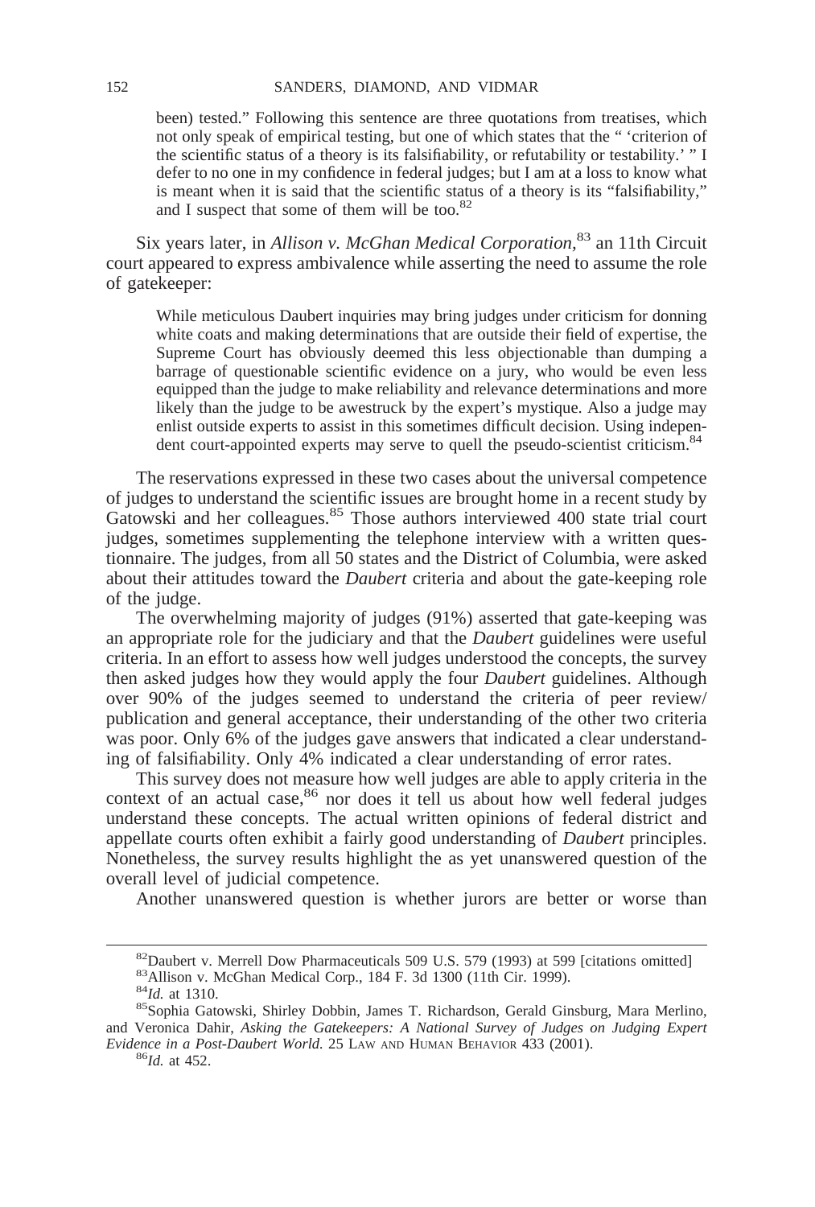> been) tested." Following this sentence are three quotations from treatises, which not only speak of empirical testing, but one of which states that the " 'criterion of the scientific status of a theory is its falsifiability, or refutability or testability.' " I defer to no one in my confidence in federal judges; but I am at a loss to know what is meant when it is said that the scientific status of a theory is its "falsifiability," and I suspect that some of them will be too.[82]

Six years later, in *Allison v. McGhan Medical Corporation*,[83] an 11th Circuit court appeared to express ambivalence while asserting the need to assume the role of gatekeeper:

> While meticulous Daubert inquiries may bring judges under criticism for donning white coats and making determinations that are outside their field of expertise, the Supreme Court has obviously deemed this less objectionable than dumping a barrage of questionable scientific evidence on a jury, who would be even less equipped than the judge to make reliability and relevance determinations and more likely than the judge to be awestruck by the expert's mystique. Also a judge may enlist outside experts to assist in this sometimes difficult decision. Using independent court-appointed experts may serve to quell the pseudo-scientist criticism.[84]

The reservations expressed in these two cases about the universal competence of judges to understand the scientific issues are brought home in a recent study by Gatowski and her colleagues.[85] Those authors interviewed 400 state trial court judges, sometimes supplementing the telephone interview with a written questionnaire. The judges, from all 50 states and the District of Columbia, were asked about their attitudes toward the *Daubert* criteria and about the gate-keeping role of the judge.

The overwhelming majority of judges (91%) asserted that gate-keeping was an appropriate role for the judiciary and that the *Daubert* guidelines were useful criteria. In an effort to assess how well judges understood the concepts, the survey then asked judges how they would apply the four *Daubert* guidelines. Although over 90% of the judges seemed to understand the criteria of peer review/publication and general acceptance, their understanding of the other two criteria was poor. Only 6% of the judges gave answers that indicated a clear understanding of falsifiability. Only 4% indicated a clear understanding of error rates.

This survey does not measure how well judges are able to apply criteria in the context of an actual case,[86] nor does it tell us about how well federal judges understand these concepts. The actual written opinions of federal district and appellate courts often exhibit a fairly good understanding of *Daubert* principles. Nonetheless, the survey results highlight the as yet unanswered question of the overall level of judicial competence.

Another unanswered question is whether jurors are better or worse than

---

[82] Daubert v. Merrell Dow Pharmaceuticals 509 U.S. 579 (1993) at 599 [citations omitted]

[83] Allison v. McGhan Medical Corp., 184 F. 3d 1300 (11th Cir. 1999).

[84] *Id.* at 1310.

[85] Sophia Gatowski, Shirley Dobbin, James T. Richardson, Gerald Ginsburg, Mara Merlino, and Veronica Dahir, *Asking the Gatekeepers: A National Survey of Judges on Judging Expert Evidence in a Post-Daubert World.* 25 Law and Human Behavior 433 (2001).

[86] *Id.* at 452.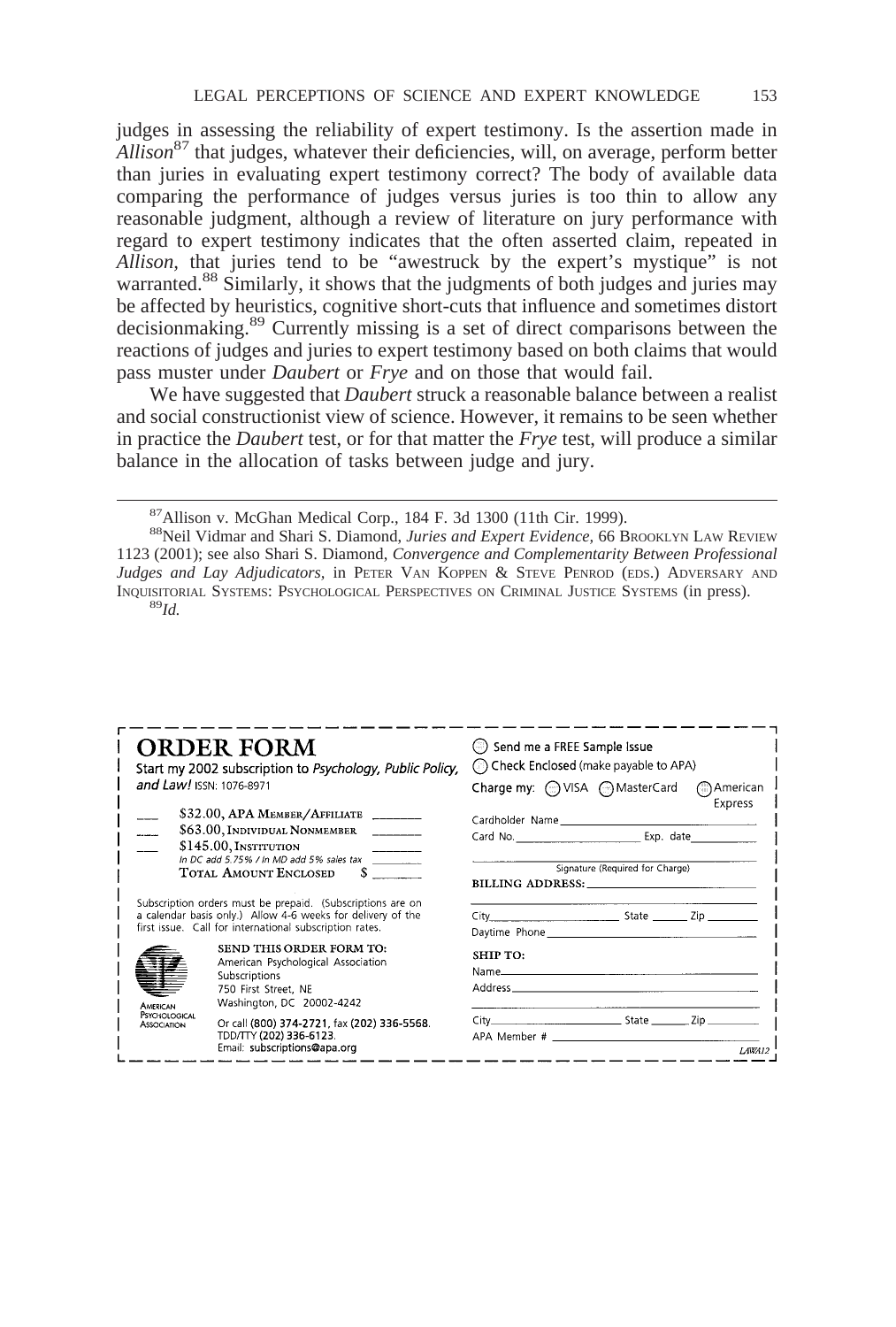judges in assessing the reliability of expert testimony. Is the assertion made in *Allison*[87] that judges, whatever their deficiencies, will, on average, perform better than juries in evaluating expert testimony correct? The body of available data comparing the performance of judges versus juries is too thin to allow any reasonable judgment, although a review of literature on jury performance with regard to expert testimony indicates that the often asserted claim, repeated in *Allison*, that juries tend to be "awestruck by the expert's mystique" is not warranted.[88] Similarly, it shows that the judgments of both judges and juries may be affected by heuristics, cognitive short-cuts that influence and sometimes distort decisionmaking.[89] Currently missing is a set of direct comparisons between the reactions of judges and juries to expert testimony based on both claims that would pass muster under *Daubert* or *Frye* and on those that would fail.

We have suggested that *Daubert* struck a reasonable balance between a realist and social constructionist view of science. However, it remains to be seen whether in practice the *Daubert* test, or for that matter the *Frye* test, will produce a similar balance in the allocation of tasks between judge and jury.

---

[87] Allison v. McGhan Medical Corp., 184 F. 3d 1300 (11th Cir. 1999).

[88] Neil Vidmar and Shari S. Diamond, *Juries and Expert Evidence*, 66 Brooklyn Law Review 1123 (2001); see also Shari S. Diamond, *Convergence and Complementarity Between Professional Judges and Lay Adjudicators*, in Peter Van Koppen & Steve Penrod (eds.) Adversary and Inquisitorial Systems: Psychological Perspectives on Criminal Justice Systems (in press).

[89] *Id.*

---

# ORDER FORM

Start my 2002 subscription to *Psychology, Public Policy, and Law!* ISSN: 1076-8971

___ $32.00, APA Member/Affiliate ________

___ $63.00, Individual Nonmember ________

___ $145.00, Institution ________

*In DC add 5.75% / In MD add 5% sales tax* ________

Total Amount Enclosed $ ________

Subscription orders must be prepaid. (Subscriptions are on a calendar basis only.) Allow 4-6 weeks for delivery of the first issue. Call for international subscription rates.

**SEND THIS ORDER FORM TO:**
American Psychological Association
Subscriptions
750 First Street, NE
Washington, DC 20002-4242

American Psychological Association

Or call **(800) 374-2721**, fax **(202) 336-5568**.
TDD/TTY **(202) 336-6123**.
Email: **subscriptions@apa.org**

◯ Send me a FREE Sample Issue

◯ Check Enclosed (make payable to APA)

Charge my: ◯ VISA ◯ MasterCard ◯ American Express

Cardholder Name ________________

Card No. ________________ Exp. date ________

________________
Signature (Required for Charge)

**BILLING ADDRESS:** ________________

________________

City ________ State ____ Zip ______

Daytime Phone ________________

**SHIP TO:**

Name ________________

Address ________________

________________

City ________ State ____ Zip ______

APA Member # ________________

LAWA12